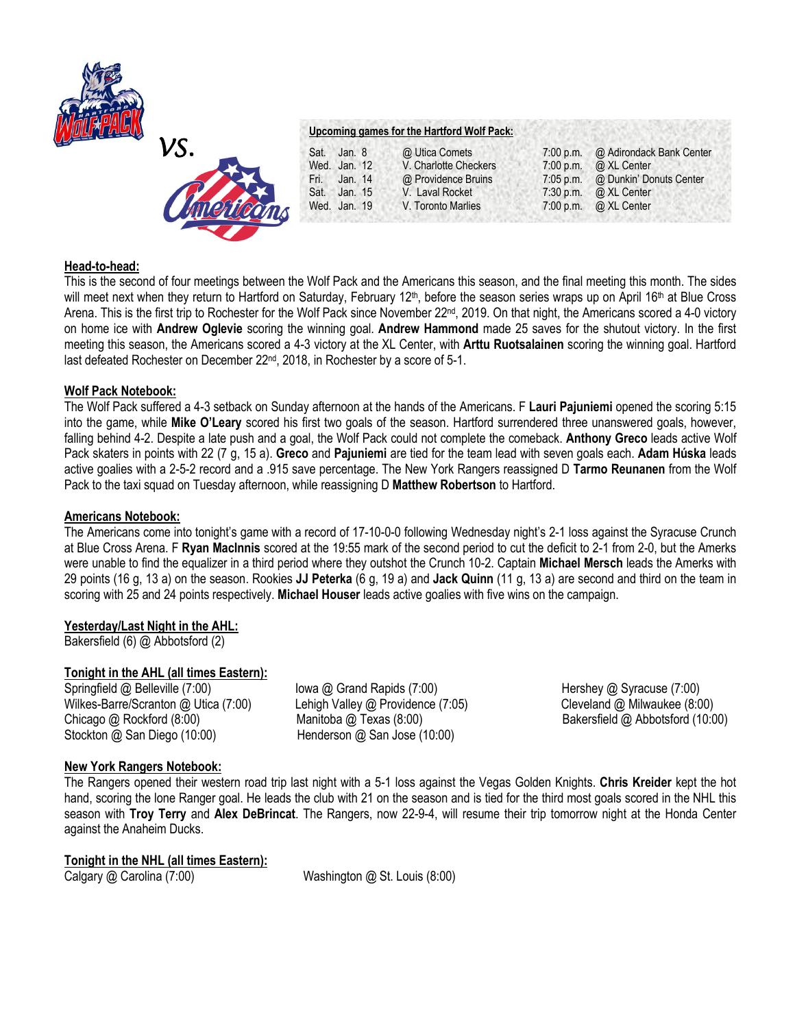vs.

**Upcoming games for the Hartford Wolf Pack:**

| | | | | |
|---|---|---|---|---|
| Sat. | Jan. 8 | @ Utica Comets | 7:00 p.m. | @ Adirondack Bank Center |
| Wed. | Jan. 12 | V. Charlotte Checkers | 7:00 p.m. | @ XL Center |
| Fri. | Jan. 14 | @ Providence Bruins | 7:05 p.m. | @ Dunkin' Donuts Center |
| Sat. | Jan. 15 | V. Laval Rocket | 7:30 p.m. | @ XL Center |
| Wed. | Jan. 19 | V. Toronto Marlies | 7:00 p.m. | @ XL Center |

## Head-to-head:

This is the second of four meetings between the Wolf Pack and the Americans this season, and the final meeting this month. The sides will meet next when they return to Hartford on Saturday, February 12th, before the season series wraps up on April 16th at Blue Cross Arena. This is the first trip to Rochester for the Wolf Pack since November 22nd, 2019. On that night, the Americans scored a 4-0 victory on home ice with **Andrew Oglevie** scoring the winning goal. **Andrew Hammond** made 25 saves for the shutout victory. In the first meeting this season, the Americans scored a 4-3 victory at the XL Center, with **Arttu Ruotsalainen** scoring the winning goal. Hartford last defeated Rochester on December 22nd, 2018, in Rochester by a score of 5-1.

## Wolf Pack Notebook:

The Wolf Pack suffered a 4-3 setback on Sunday afternoon at the hands of the Americans. F **Lauri Pajuniemi** opened the scoring 5:15 into the game, while **Mike O'Leary** scored his first two goals of the season. Hartford surrendered three unanswered goals, however, falling behind 4-2. Despite a late push and a goal, the Wolf Pack could not complete the comeback. **Anthony Greco** leads active Wolf Pack skaters in points with 22 (7 g, 15 a). **Greco** and **Pajuniemi** are tied for the team lead with seven goals each. **Adam Húska** leads active goalies with a 2-5-2 record and a .915 save percentage. The New York Rangers reassigned D **Tarmo Reunanen** from the Wolf Pack to the taxi squad on Tuesday afternoon, while reassigning D **Matthew Robertson** to Hartford.

## Americans Notebook:

The Americans come into tonight's game with a record of 17-10-0-0 following Wednesday night's 2-1 loss against the Syracuse Crunch at Blue Cross Arena. F **Ryan MacInnis** scored at the 19:55 mark of the second period to cut the deficit to 2-1 from 2-0, but the Amerks were unable to find the equalizer in a third period where they outshot the Crunch 10-2. Captain **Michael Mersch** leads the Amerks with 29 points (16 g, 13 a) on the season. Rookies **JJ Peterka** (6 g, 19 a) and **Jack Quinn** (11 g, 13 a) are second and third on the team in scoring with 25 and 24 points respectively. **Michael Houser** leads active goalies with five wins on the campaign.

## Yesterday/Last Night in the AHL:

Bakersfield (6) @ Abbotsford (2)

## Tonight in the AHL (all times Eastern):

Springfield @ Belleville (7:00)
Wilkes-Barre/Scranton @ Utica (7:00)
Chicago @ Rockford (8:00)
Stockton @ San Diego (10:00)
Iowa @ Grand Rapids (7:00)
Lehigh Valley @ Providence (7:05)
Manitoba @ Texas (8:00)
Henderson @ San Jose (10:00)
Hershey @ Syracuse (7:00)
Cleveland @ Milwaukee (8:00)
Bakersfield @ Abbotsford (10:00)

## New York Rangers Notebook:

The Rangers opened their western road trip last night with a 5-1 loss against the Vegas Golden Knights. **Chris Kreider** kept the hot hand, scoring the lone Ranger goal. He leads the club with 21 on the season and is tied for the third most goals scored in the NHL this season with **Troy Terry** and **Alex DeBrincat**. The Rangers, now 22-9-4, will resume their trip tomorrow night at the Honda Center against the Anaheim Ducks.

## Tonight in the NHL (all times Eastern):

Calgary @ Carolina (7:00)
Washington @ St. Louis (8:00)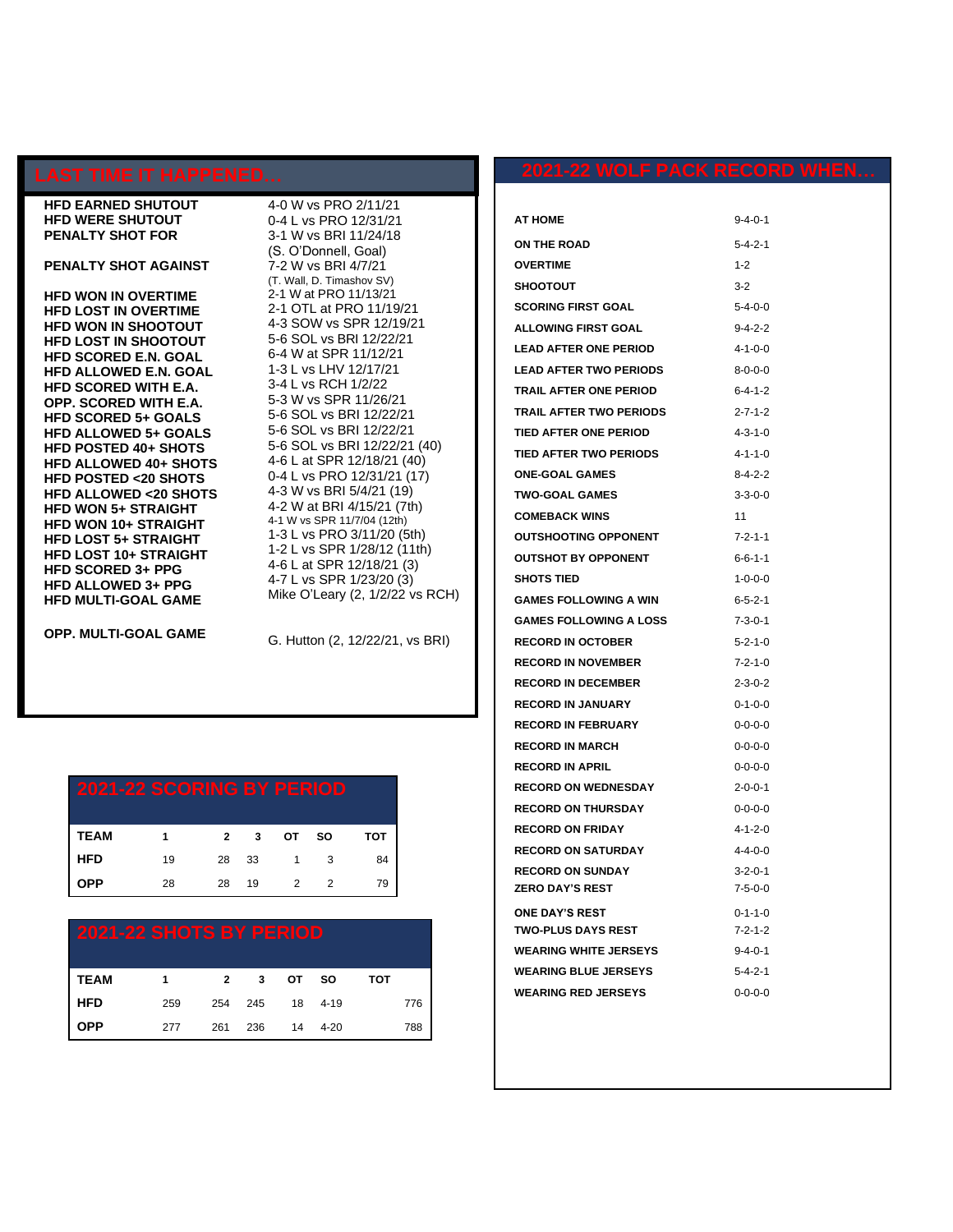## LAST TIME IT HAPPENED…

| | |
|---|---|
| **HFD EARNED SHUTOUT** | 4-0 W vs PRO 2/11/21 |
| **HFD WERE SHUTOUT** | 0-4 L vs PRO 12/31/21 |
| **PENALTY SHOT FOR** | 3-1 W vs BRI 11/24/18 (S. O'Donnell, Goal) |
| **PENALTY SHOT AGAINST** | 7-2 W vs BRI 4/7/21 (T. Wall, D. Timashov SV) |
| **HFD WON IN OVERTIME** | 2-1 W at PRO 11/13/21 |
| **HFD LOST IN OVERTIME** | 2-1 OTL at PRO 11/19/21 |
| **HFD WON IN SHOOTOUT** | 4-3 SOW vs SPR 12/19/21 |
| **HFD LOST IN SHOOTOUT** | 5-6 SOL vs BRI 12/22/21 |
| **HFD SCORED E.N. GOAL** | 6-4 W at SPR 11/12/21 |
| **HFD ALLOWED E.N. GOAL** | 1-3 L vs LHV 12/17/21 |
| **HFD SCORED WITH E.A.** | 3-4 L vs RCH 1/2/22 |
| **OPP. SCORED WITH E.A.** | 5-3 W vs SPR 11/26/21 |
| **HFD SCORED 5+ GOALS** | 5-6 SOL vs BRI 12/22/21 |
| **HFD ALLOWED 5+ GOALS** | 5-6 SOL vs BRI 12/22/21 |
| **HFD POSTED 40+ SHOTS** | 5-6 SOL vs BRI 12/22/21 (40) |
| **HFD ALLOWED 40+ SHOTS** | 4-6 L at SPR 12/18/21 (40) |
| **HFD POSTED <20 SHOTS** | 0-4 L vs PRO 12/31/21 (17) |
| **HFD ALLOWED <20 SHOTS** | 4-3 W vs BRI 5/4/21 (19) |
| **HFD WON 5+ STRAIGHT** | 4-2 W at BRI 4/15/21 (7th) |
| **HFD WON 10+ STRAIGHT** | 4-1 W vs SPR 11/7/04 (12th) |
| **HFD LOST 5+ STRAIGHT** | 1-3 L vs PRO 3/11/20 (5th) |
| **HFD LOST 10+ STRAIGHT** | 1-2 L vs SPR 1/28/12 (11th) |
| **HFD SCORED 3+ PPG** | 4-6 L at SPR 12/18/21 (3) |
| **HFD ALLOWED 3+ PPG** | 4-7 L vs SPR 1/23/20 (3) |
| **HFD MULTI-GOAL GAME** | Mike O'Leary (2, 1/2/22 vs RCH) |
| **OPP. MULTI-GOAL GAME** | G. Hutton (2, 12/22/21, vs BRI) |

## 2021-22 SCORING BY PERIOD

| TEAM | 1 | 2 | 3 | OT | SO | TOT |
|---|---|---|---|---|---|---|
| HFD | 19 | 28 | 33 | 1 | 3 | 84 |
| OPP | 28 | 28 | 19 | 2 | 2 | 79 |

## 2021-22 SHOTS BY PERIOD

| TEAM | 1 | 2 | 3 | OT | SO | TOT |
|---|---|---|---|---|---|---|
| HFD | 259 | 254 | 245 | 18 | 4-19 | 776 |
| OPP | 277 | 261 | 236 | 14 | 4-20 | 788 |

## 2021-22 WOLF PACK RECORD WHEN…

| | |
|---|---|
| AT HOME | 9-4-0-1 |
| ON THE ROAD | 5-4-2-1 |
| OVERTIME | 1-2 |
| SHOOTOUT | 3-2 |
| SCORING FIRST GOAL | 5-4-0-0 |
| ALLOWING FIRST GOAL | 9-4-2-2 |
| LEAD AFTER ONE PERIOD | 4-1-0-0 |
| LEAD AFTER TWO PERIODS | 8-0-0-0 |
| TRAIL AFTER ONE PERIOD | 6-4-1-2 |
| TRAIL AFTER TWO PERIODS | 2-7-1-2 |
| TIED AFTER ONE PERIOD | 4-3-1-0 |
| TIED AFTER TWO PERIODS | 4-1-1-0 |
| ONE-GOAL GAMES | 8-4-2-2 |
| TWO-GOAL GAMES | 3-3-0-0 |
| COMEBACK WINS | 11 |
| OUTSHOOTING OPPONENT | 7-2-1-1 |
| OUTSHOT BY OPPONENT | 6-6-1-1 |
| SHOTS TIED | 1-0-0-0 |
| GAMES FOLLOWING A WIN | 6-5-2-1 |
| GAMES FOLLOWING A LOSS | 7-3-0-1 |
| RECORD IN OCTOBER | 5-2-1-0 |
| RECORD IN NOVEMBER | 7-2-1-0 |
| RECORD IN DECEMBER | 2-3-0-2 |
| RECORD IN JANUARY | 0-1-0-0 |
| RECORD IN FEBRUARY | 0-0-0-0 |
| RECORD IN MARCH | 0-0-0-0 |
| RECORD IN APRIL | 0-0-0-0 |
| RECORD ON WEDNESDAY | 2-0-0-1 |
| RECORD ON THURSDAY | 0-0-0-0 |
| RECORD ON FRIDAY | 4-1-2-0 |
| RECORD ON SATURDAY | 4-4-0-0 |
| RECORD ON SUNDAY | 3-2-0-1 |
| ZERO DAY'S REST | 7-5-0-0 |
| ONE DAY'S REST | 0-1-1-0 |
| TWO-PLUS DAYS REST | 7-2-1-2 |
| WEARING WHITE JERSEYS | 9-4-0-1 |
| WEARING BLUE JERSEYS | 5-4-2-1 |
| WEARING RED JERSEYS | 0-0-0-0 |